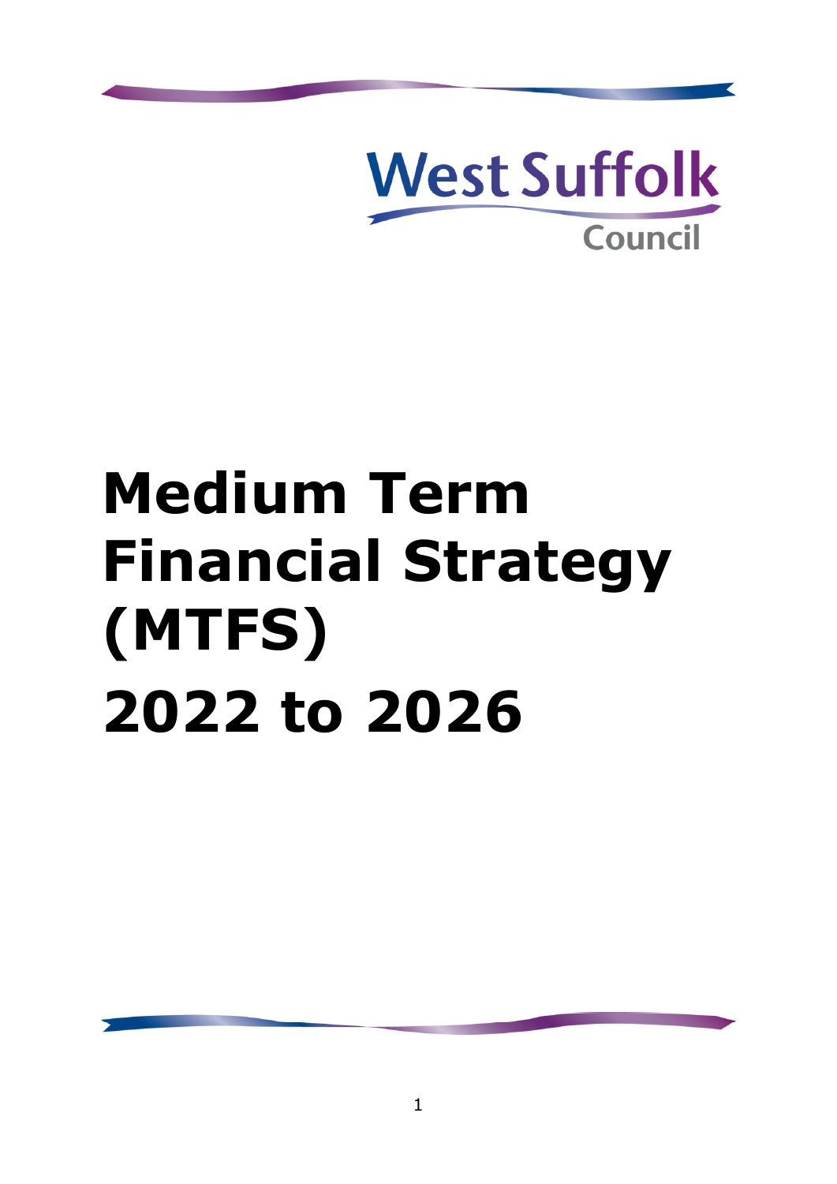West Suffolk Council

# Medium Term Financial Strategy (MTFS) 2022 to 2026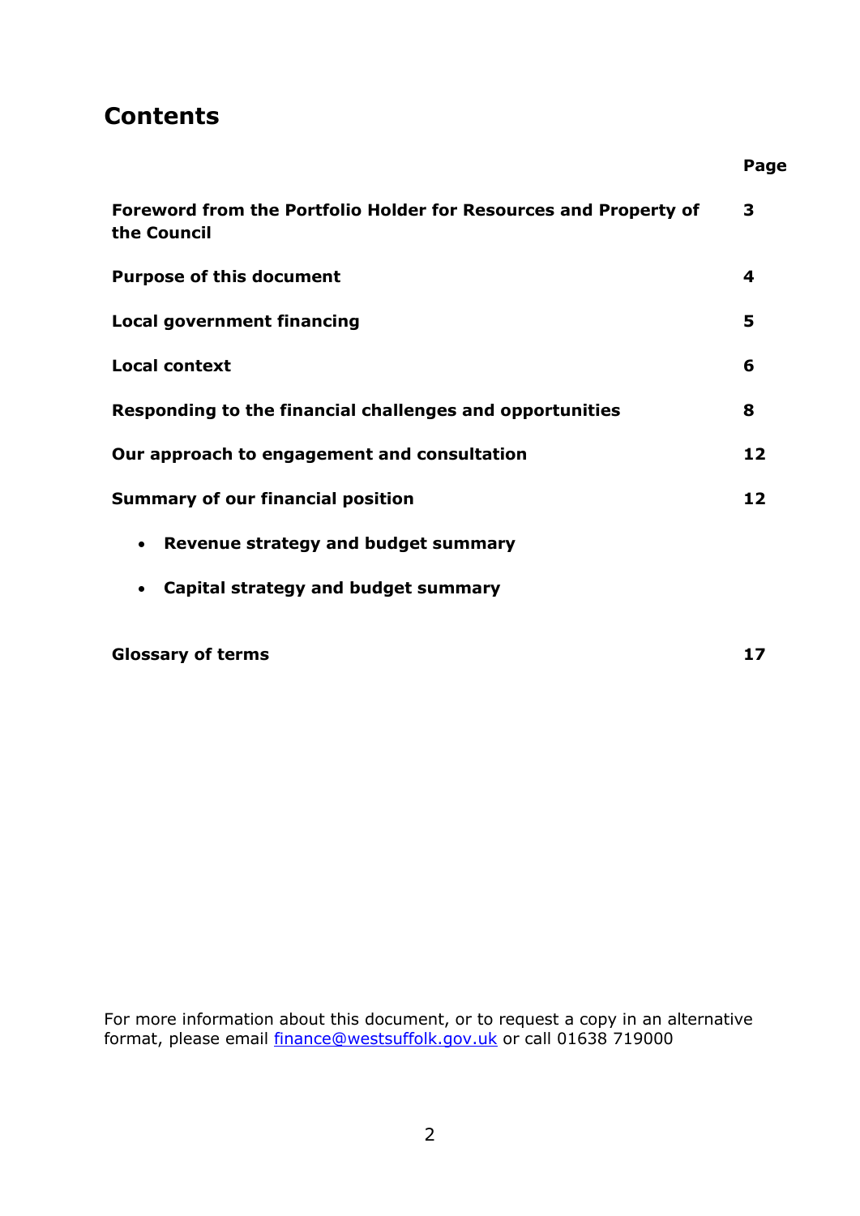# Contents

| | Page |
|---|---|
| **Foreword from the Portfolio Holder for Resources and Property of the Council** | **3** |
| **Purpose of this document** | **4** |
| **Local government financing** | **5** |
| **Local context** | **6** |
| **Responding to the financial challenges and opportunities** | **8** |
| **Our approach to engagement and consultation** | **12** |
| **Summary of our financial position** | **12** |
| • **Revenue strategy and budget summary** | |
| • **Capital strategy and budget summary** | |
| **Glossary of terms** | **17** |

For more information about this document, or to request a copy in an alternative format, please email [finance@westsuffolk.gov.uk](mailto:finance@westsuffolk.gov.uk) or call 01638 719000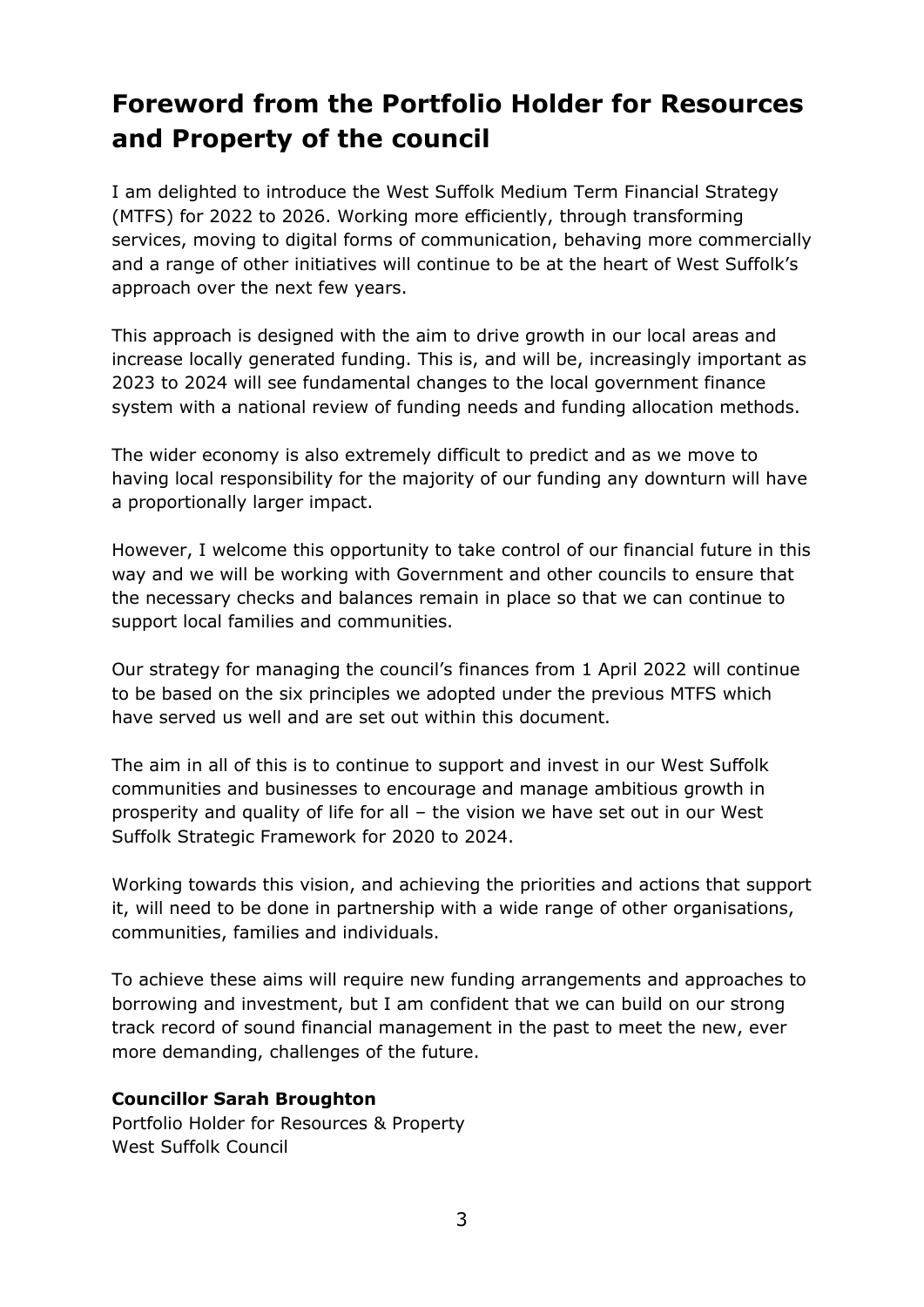## Foreword from the Portfolio Holder for Resources and Property of the council

I am delighted to introduce the West Suffolk Medium Term Financial Strategy (MTFS) for 2022 to 2026. Working more efficiently, through transforming services, moving to digital forms of communication, behaving more commercially and a range of other initiatives will continue to be at the heart of West Suffolk's approach over the next few years.

This approach is designed with the aim to drive growth in our local areas and increase locally generated funding. This is, and will be, increasingly important as 2023 to 2024 will see fundamental changes to the local government finance system with a national review of funding needs and funding allocation methods.

The wider economy is also extremely difficult to predict and as we move to having local responsibility for the majority of our funding any downturn will have a proportionally larger impact.

However, I welcome this opportunity to take control of our financial future in this way and we will be working with Government and other councils to ensure that the necessary checks and balances remain in place so that we can continue to support local families and communities.

Our strategy for managing the council's finances from 1 April 2022 will continue to be based on the six principles we adopted under the previous MTFS which have served us well and are set out within this document.

The aim in all of this is to continue to support and invest in our West Suffolk communities and businesses to encourage and manage ambitious growth in prosperity and quality of life for all – the vision we have set out in our West Suffolk Strategic Framework for 2020 to 2024.

Working towards this vision, and achieving the priorities and actions that support it, will need to be done in partnership with a wide range of other organisations, communities, families and individuals.

To achieve these aims will require new funding arrangements and approaches to borrowing and investment, but I am confident that we can build on our strong track record of sound financial management in the past to meet the new, ever more demanding, challenges of the future.

**Councillor Sarah Broughton**
Portfolio Holder for Resources & Property
West Suffolk Council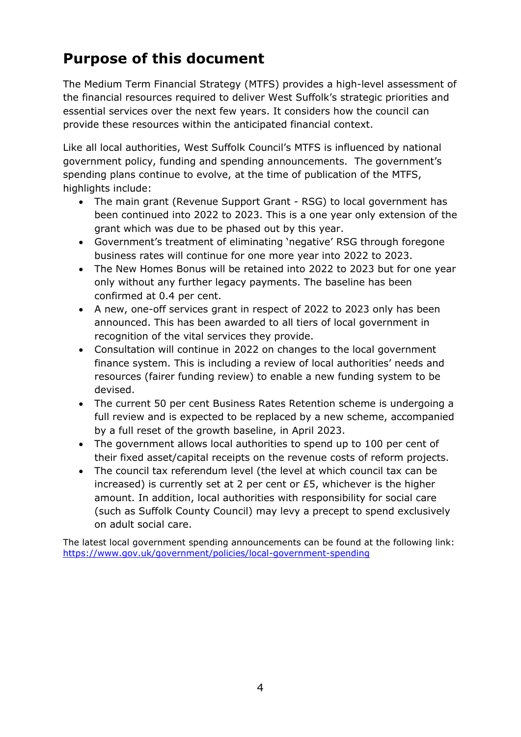# Purpose of this document

The Medium Term Financial Strategy (MTFS) provides a high-level assessment of the financial resources required to deliver West Suffolk's strategic priorities and essential services over the next few years. It considers how the council can provide these resources within the anticipated financial context.

Like all local authorities, West Suffolk Council's MTFS is influenced by national government policy, funding and spending announcements. The government's spending plans continue to evolve, at the time of publication of the MTFS, highlights include:

- The main grant (Revenue Support Grant - RSG) to local government has been continued into 2022 to 2023. This is a one year only extension of the grant which was due to be phased out by this year.
- Government's treatment of eliminating 'negative' RSG through foregone business rates will continue for one more year into 2022 to 2023.
- The New Homes Bonus will be retained into 2022 to 2023 but for one year only without any further legacy payments. The baseline has been confirmed at 0.4 per cent.
- A new, one-off services grant in respect of 2022 to 2023 only has been announced. This has been awarded to all tiers of local government in recognition of the vital services they provide.
- Consultation will continue in 2022 on changes to the local government finance system. This is including a review of local authorities' needs and resources (fairer funding review) to enable a new funding system to be devised.
- The current 50 per cent Business Rates Retention scheme is undergoing a full review and is expected to be replaced by a new scheme, accompanied by a full reset of the growth baseline, in April 2023.
- The government allows local authorities to spend up to 100 per cent of their fixed asset/capital receipts on the revenue costs of reform projects.
- The council tax referendum level (the level at which council tax can be increased) is currently set at 2 per cent or £5, whichever is the higher amount. In addition, local authorities with responsibility for social care (such as Suffolk County Council) may levy a precept to spend exclusively on adult social care.

The latest local government spending announcements can be found at the following link: https://www.gov.uk/government/policies/local-government-spending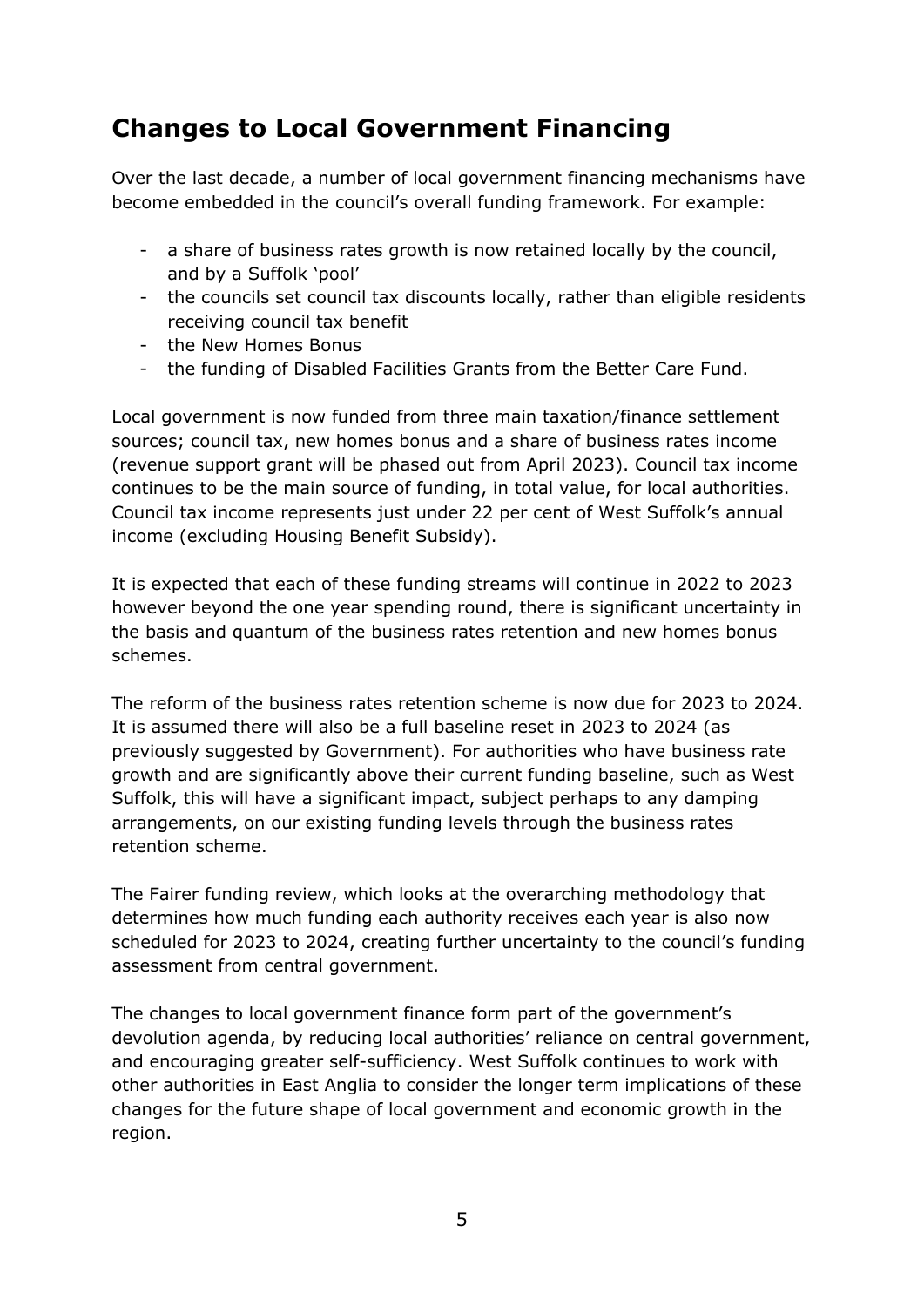## Changes to Local Government Financing

Over the last decade, a number of local government financing mechanisms have become embedded in the council's overall funding framework. For example:

- a share of business rates growth is now retained locally by the council, and by a Suffolk 'pool'
- the councils set council tax discounts locally, rather than eligible residents receiving council tax benefit
- the New Homes Bonus
- the funding of Disabled Facilities Grants from the Better Care Fund.

Local government is now funded from three main taxation/finance settlement sources; council tax, new homes bonus and a share of business rates income (revenue support grant will be phased out from April 2023). Council tax income continues to be the main source of funding, in total value, for local authorities. Council tax income represents just under 22 per cent of West Suffolk's annual income (excluding Housing Benefit Subsidy).

It is expected that each of these funding streams will continue in 2022 to 2023 however beyond the one year spending round, there is significant uncertainty in the basis and quantum of the business rates retention and new homes bonus schemes.

The reform of the business rates retention scheme is now due for 2023 to 2024. It is assumed there will also be a full baseline reset in 2023 to 2024 (as previously suggested by Government). For authorities who have business rate growth and are significantly above their current funding baseline, such as West Suffolk, this will have a significant impact, subject perhaps to any damping arrangements, on our existing funding levels through the business rates retention scheme.

The Fairer funding review, which looks at the overarching methodology that determines how much funding each authority receives each year is also now scheduled for 2023 to 2024, creating further uncertainty to the council's funding assessment from central government.

The changes to local government finance form part of the government's devolution agenda, by reducing local authorities' reliance on central government, and encouraging greater self-sufficiency. West Suffolk continues to work with other authorities in East Anglia to consider the longer term implications of these changes for the future shape of local government and economic growth in the region.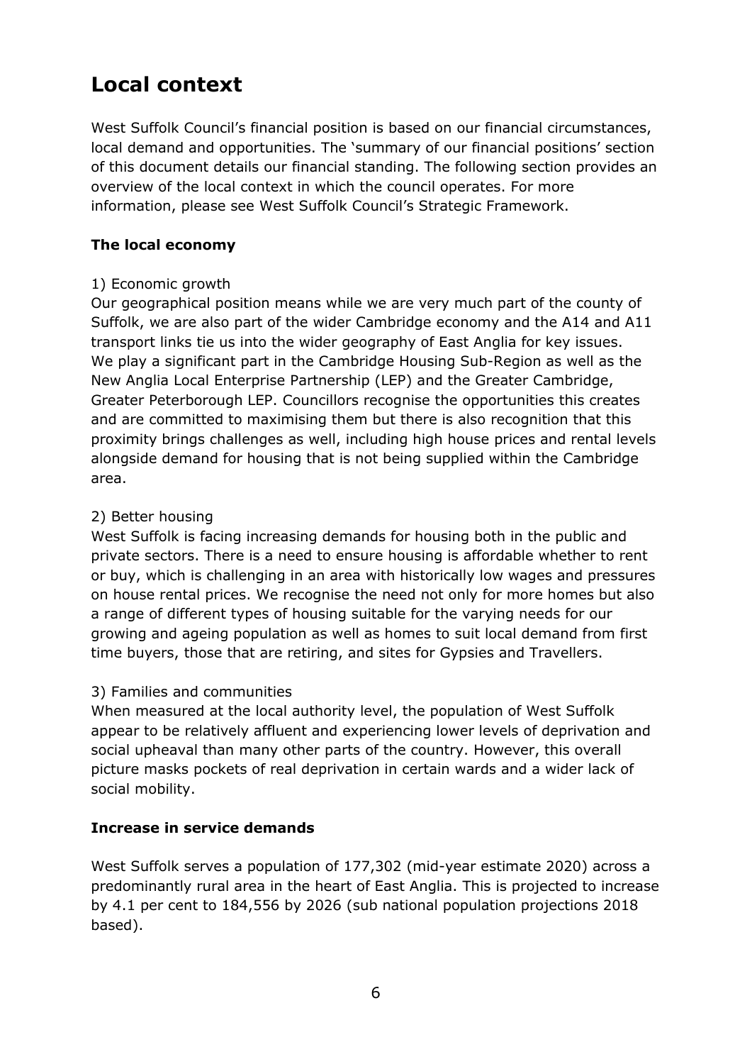# Local context

West Suffolk Council's financial position is based on our financial circumstances, local demand and opportunities. The 'summary of our financial positions' section of this document details our financial standing. The following section provides an overview of the local context in which the council operates. For more information, please see West Suffolk Council's Strategic Framework.

### The local economy

1) Economic growth
Our geographical position means while we are very much part of the county of Suffolk, we are also part of the wider Cambridge economy and the A14 and A11 transport links tie us into the wider geography of East Anglia for key issues. We play a significant part in the Cambridge Housing Sub-Region as well as the New Anglia Local Enterprise Partnership (LEP) and the Greater Cambridge, Greater Peterborough LEP. Councillors recognise the opportunities this creates and are committed to maximising them but there is also recognition that this proximity brings challenges as well, including high house prices and rental levels alongside demand for housing that is not being supplied within the Cambridge area.

2) Better housing
West Suffolk is facing increasing demands for housing both in the public and private sectors. There is a need to ensure housing is affordable whether to rent or buy, which is challenging in an area with historically low wages and pressures on house rental prices. We recognise the need not only for more homes but also a range of different types of housing suitable for the varying needs for our growing and ageing population as well as homes to suit local demand from first time buyers, those that are retiring, and sites for Gypsies and Travellers.

3) Families and communities
When measured at the local authority level, the population of West Suffolk appear to be relatively affluent and experiencing lower levels of deprivation and social upheaval than many other parts of the country. However, this overall picture masks pockets of real deprivation in certain wards and a wider lack of social mobility.

### Increase in service demands

West Suffolk serves a population of 177,302 (mid-year estimate 2020) across a predominantly rural area in the heart of East Anglia. This is projected to increase by 4.1 per cent to 184,556 by 2026 (sub national population projections 2018 based).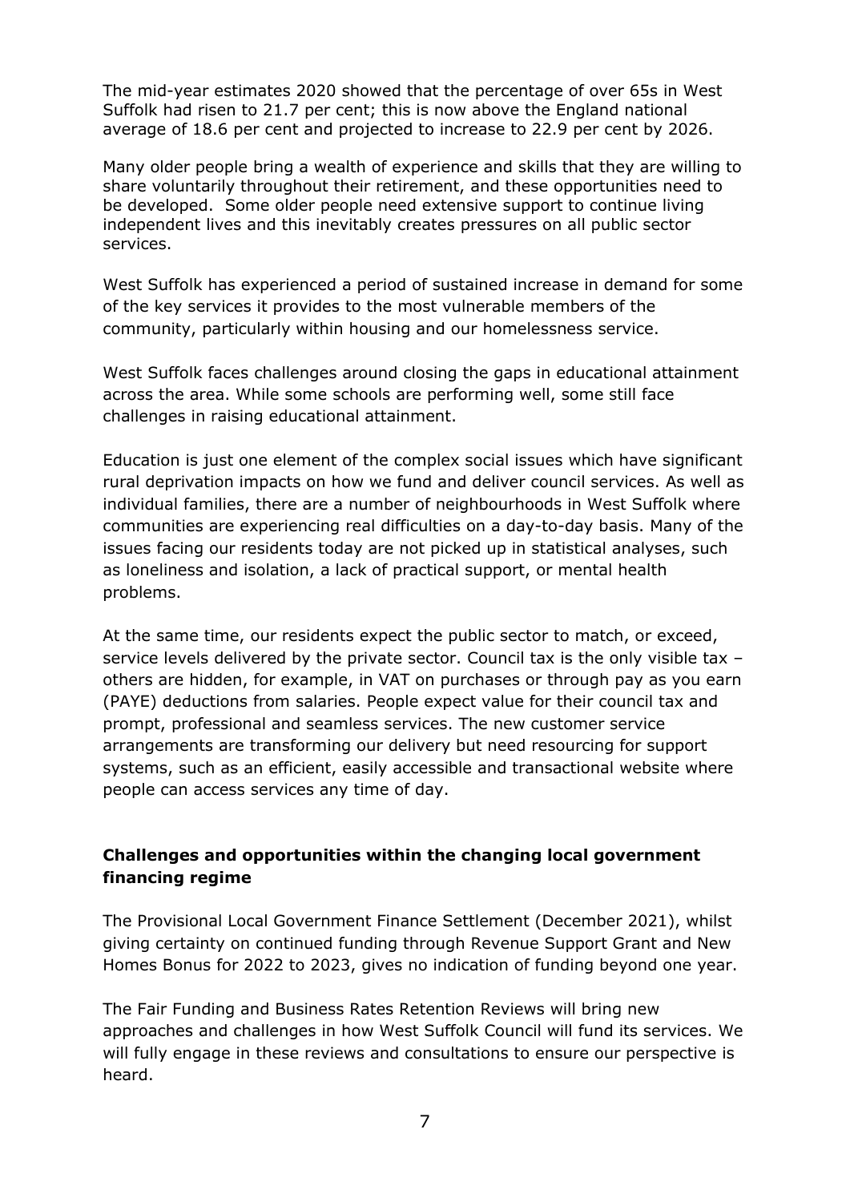The mid-year estimates 2020 showed that the percentage of over 65s in West Suffolk had risen to 21.7 per cent; this is now above the England national average of 18.6 per cent and projected to increase to 22.9 per cent by 2026.

Many older people bring a wealth of experience and skills that they are willing to share voluntarily throughout their retirement, and these opportunities need to be developed. Some older people need extensive support to continue living independent lives and this inevitably creates pressures on all public sector services.

West Suffolk has experienced a period of sustained increase in demand for some of the key services it provides to the most vulnerable members of the community, particularly within housing and our homelessness service.

West Suffolk faces challenges around closing the gaps in educational attainment across the area. While some schools are performing well, some still face challenges in raising educational attainment.

Education is just one element of the complex social issues which have significant rural deprivation impacts on how we fund and deliver council services. As well as individual families, there are a number of neighbourhoods in West Suffolk where communities are experiencing real difficulties on a day-to-day basis. Many of the issues facing our residents today are not picked up in statistical analyses, such as loneliness and isolation, a lack of practical support, or mental health problems.

At the same time, our residents expect the public sector to match, or exceed, service levels delivered by the private sector. Council tax is the only visible tax – others are hidden, for example, in VAT on purchases or through pay as you earn (PAYE) deductions from salaries. People expect value for their council tax and prompt, professional and seamless services. The new customer service arrangements are transforming our delivery but need resourcing for support systems, such as an efficient, easily accessible and transactional website where people can access services any time of day.

**Challenges and opportunities within the changing local government financing regime**

The Provisional Local Government Finance Settlement (December 2021), whilst giving certainty on continued funding through Revenue Support Grant and New Homes Bonus for 2022 to 2023, gives no indication of funding beyond one year.

The Fair Funding and Business Rates Retention Reviews will bring new approaches and challenges in how West Suffolk Council will fund its services. We will fully engage in these reviews and consultations to ensure our perspective is heard.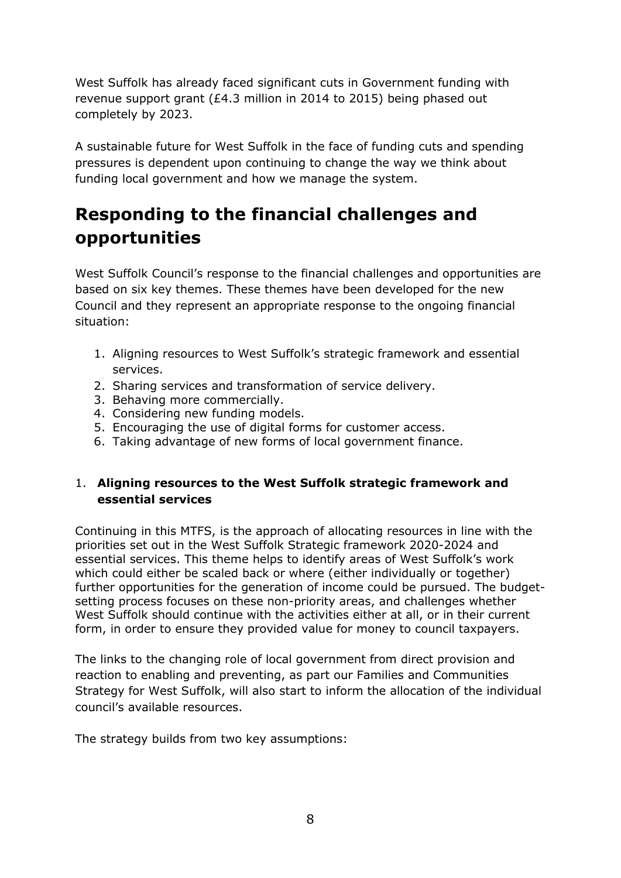West Suffolk has already faced significant cuts in Government funding with revenue support grant (£4.3 million in 2014 to 2015) being phased out completely by 2023.

A sustainable future for West Suffolk in the face of funding cuts and spending pressures is dependent upon continuing to change the way we think about funding local government and how we manage the system.

# Responding to the financial challenges and opportunities

West Suffolk Council's response to the financial challenges and opportunities are based on six key themes. These themes have been developed for the new Council and they represent an appropriate response to the ongoing financial situation:

1. Aligning resources to West Suffolk's strategic framework and essential services.
2. Sharing services and transformation of service delivery.
3. Behaving more commercially.
4. Considering new funding models.
5. Encouraging the use of digital forms for customer access.
6. Taking advantage of new forms of local government finance.

1. **Aligning resources to the West Suffolk strategic framework and essential services**

Continuing in this MTFS, is the approach of allocating resources in line with the priorities set out in the West Suffolk Strategic framework 2020-2024 and essential services. This theme helps to identify areas of West Suffolk's work which could either be scaled back or where (either individually or together) further opportunities for the generation of income could be pursued. The budget-setting process focuses on these non-priority areas, and challenges whether West Suffolk should continue with the activities either at all, or in their current form, in order to ensure they provided value for money to council taxpayers.

The links to the changing role of local government from direct provision and reaction to enabling and preventing, as part our Families and Communities Strategy for West Suffolk, will also start to inform the allocation of the individual council's available resources.

The strategy builds from two key assumptions: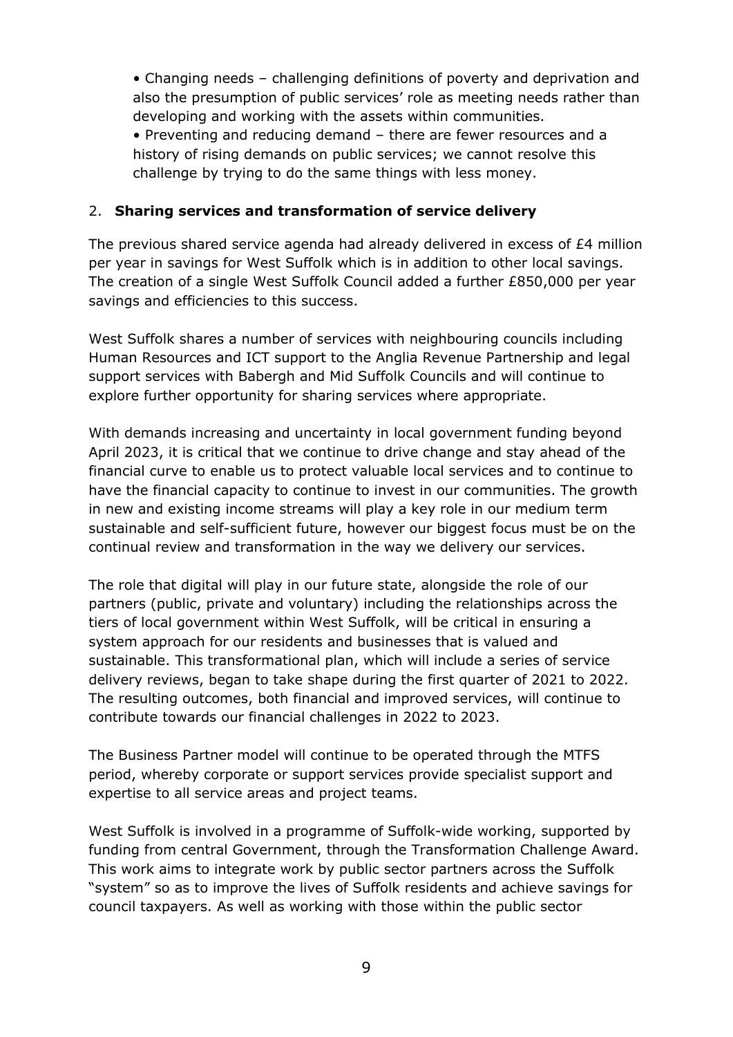- Changing needs – challenging definitions of poverty and deprivation and also the presumption of public services' role as meeting needs rather than developing and working with the assets within communities.
- Preventing and reducing demand – there are fewer resources and a history of rising demands on public services; we cannot resolve this challenge by trying to do the same things with less money.

## 2. **Sharing services and transformation of service delivery**

The previous shared service agenda had already delivered in excess of £4 million per year in savings for West Suffolk which is in addition to other local savings. The creation of a single West Suffolk Council added a further £850,000 per year savings and efficiencies to this success.

West Suffolk shares a number of services with neighbouring councils including Human Resources and ICT support to the Anglia Revenue Partnership and legal support services with Babergh and Mid Suffolk Councils and will continue to explore further opportunity for sharing services where appropriate.

With demands increasing and uncertainty in local government funding beyond April 2023, it is critical that we continue to drive change and stay ahead of the financial curve to enable us to protect valuable local services and to continue to have the financial capacity to continue to invest in our communities. The growth in new and existing income streams will play a key role in our medium term sustainable and self-sufficient future, however our biggest focus must be on the continual review and transformation in the way we delivery our services.

The role that digital will play in our future state, alongside the role of our partners (public, private and voluntary) including the relationships across the tiers of local government within West Suffolk, will be critical in ensuring a system approach for our residents and businesses that is valued and sustainable. This transformational plan, which will include a series of service delivery reviews, began to take shape during the first quarter of 2021 to 2022. The resulting outcomes, both financial and improved services, will continue to contribute towards our financial challenges in 2022 to 2023.

The Business Partner model will continue to be operated through the MTFS period, whereby corporate or support services provide specialist support and expertise to all service areas and project teams.

West Suffolk is involved in a programme of Suffolk-wide working, supported by funding from central Government, through the Transformation Challenge Award. This work aims to integrate work by public sector partners across the Suffolk "system" so as to improve the lives of Suffolk residents and achieve savings for council taxpayers. As well as working with those within the public sector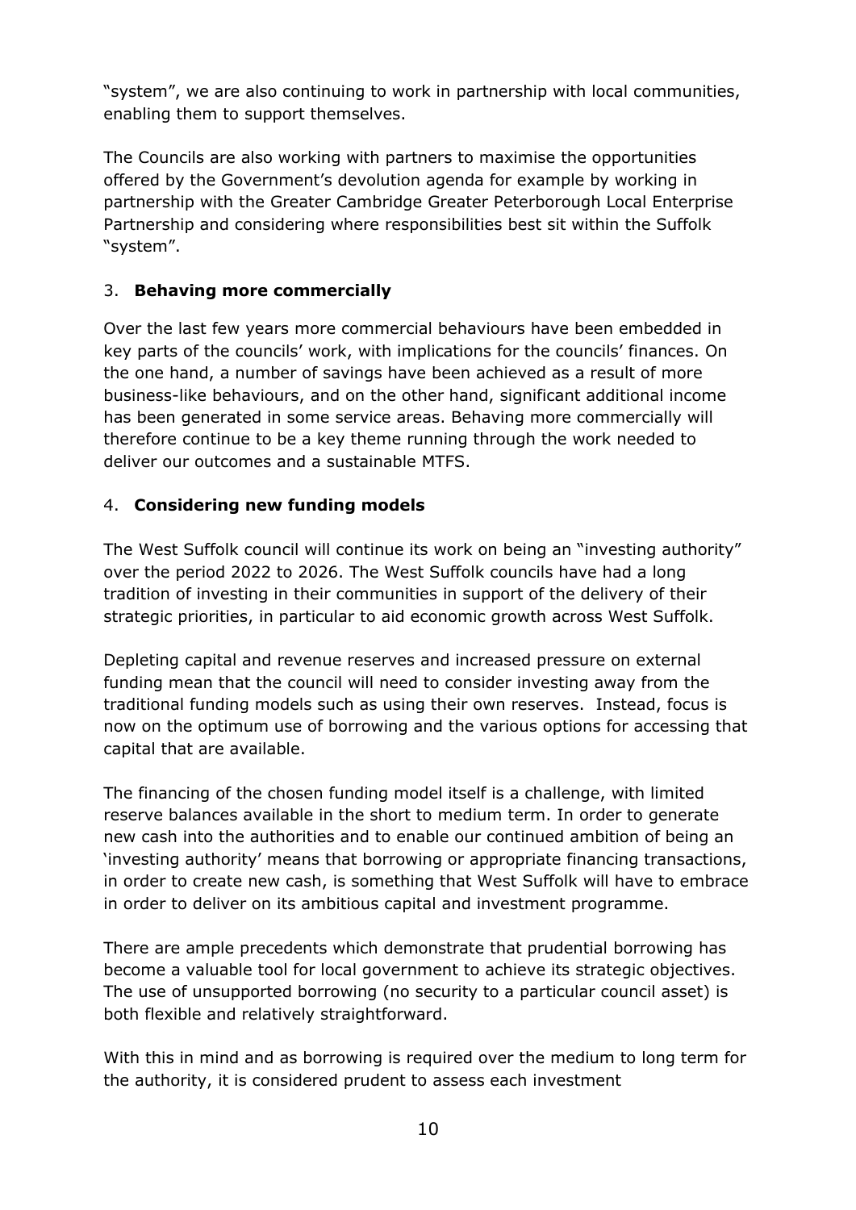"system", we are also continuing to work in partnership with local communities, enabling them to support themselves.

The Councils are also working with partners to maximise the opportunities offered by the Government's devolution agenda for example by working in partnership with the Greater Cambridge Greater Peterborough Local Enterprise Partnership and considering where responsibilities best sit within the Suffolk "system".

3. **Behaving more commercially**

Over the last few years more commercial behaviours have been embedded in key parts of the councils' work, with implications for the councils' finances. On the one hand, a number of savings have been achieved as a result of more business-like behaviours, and on the other hand, significant additional income has been generated in some service areas. Behaving more commercially will therefore continue to be a key theme running through the work needed to deliver our outcomes and a sustainable MTFS.

4. **Considering new funding models**

The West Suffolk council will continue its work on being an "investing authority" over the period 2022 to 2026. The West Suffolk councils have had a long tradition of investing in their communities in support of the delivery of their strategic priorities, in particular to aid economic growth across West Suffolk.

Depleting capital and revenue reserves and increased pressure on external funding mean that the council will need to consider investing away from the traditional funding models such as using their own reserves. Instead, focus is now on the optimum use of borrowing and the various options for accessing that capital that are available.

The financing of the chosen funding model itself is a challenge, with limited reserve balances available in the short to medium term. In order to generate new cash into the authorities and to enable our continued ambition of being an 'investing authority' means that borrowing or appropriate financing transactions, in order to create new cash, is something that West Suffolk will have to embrace in order to deliver on its ambitious capital and investment programme.

There are ample precedents which demonstrate that prudential borrowing has become a valuable tool for local government to achieve its strategic objectives. The use of unsupported borrowing (no security to a particular council asset) is both flexible and relatively straightforward.

With this in mind and as borrowing is required over the medium to long term for the authority, it is considered prudent to assess each investment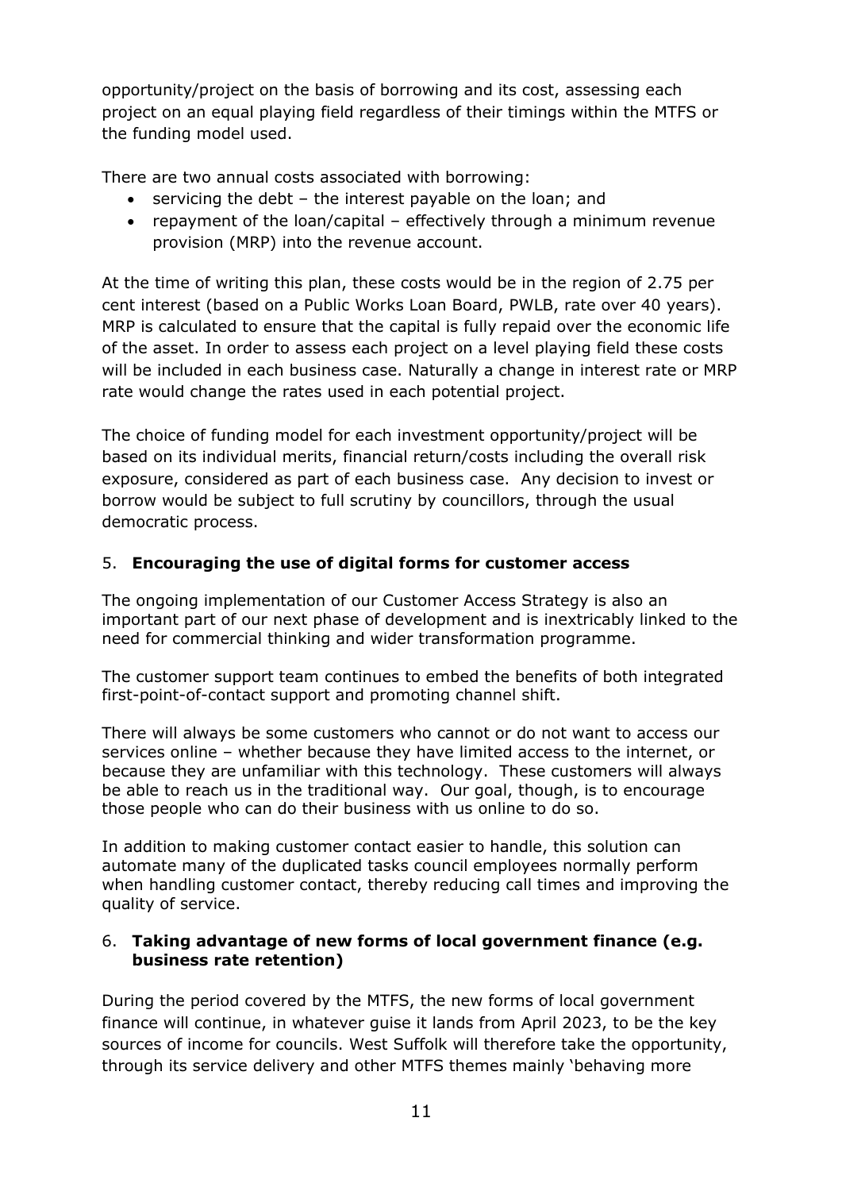opportunity/project on the basis of borrowing and its cost, assessing each project on an equal playing field regardless of their timings within the MTFS or the funding model used.

There are two annual costs associated with borrowing:

- servicing the debt – the interest payable on the loan; and
- repayment of the loan/capital – effectively through a minimum revenue provision (MRP) into the revenue account.

At the time of writing this plan, these costs would be in the region of 2.75 per cent interest (based on a Public Works Loan Board, PWLB, rate over 40 years). MRP is calculated to ensure that the capital is fully repaid over the economic life of the asset. In order to assess each project on a level playing field these costs will be included in each business case. Naturally a change in interest rate or MRP rate would change the rates used in each potential project.

The choice of funding model for each investment opportunity/project will be based on its individual merits, financial return/costs including the overall risk exposure, considered as part of each business case. Any decision to invest or borrow would be subject to full scrutiny by councillors, through the usual democratic process.

5. **Encouraging the use of digital forms for customer access**

The ongoing implementation of our Customer Access Strategy is also an important part of our next phase of development and is inextricably linked to the need for commercial thinking and wider transformation programme.

The customer support team continues to embed the benefits of both integrated first-point-of-contact support and promoting channel shift.

There will always be some customers who cannot or do not want to access our services online – whether because they have limited access to the internet, or because they are unfamiliar with this technology. These customers will always be able to reach us in the traditional way. Our goal, though, is to encourage those people who can do their business with us online to do so.

In addition to making customer contact easier to handle, this solution can automate many of the duplicated tasks council employees normally perform when handling customer contact, thereby reducing call times and improving the quality of service.

6. **Taking advantage of new forms of local government finance (e.g. business rate retention)**

During the period covered by the MTFS, the new forms of local government finance will continue, in whatever guise it lands from April 2023, to be the key sources of income for councils. West Suffolk will therefore take the opportunity, through its service delivery and other MTFS themes mainly 'behaving more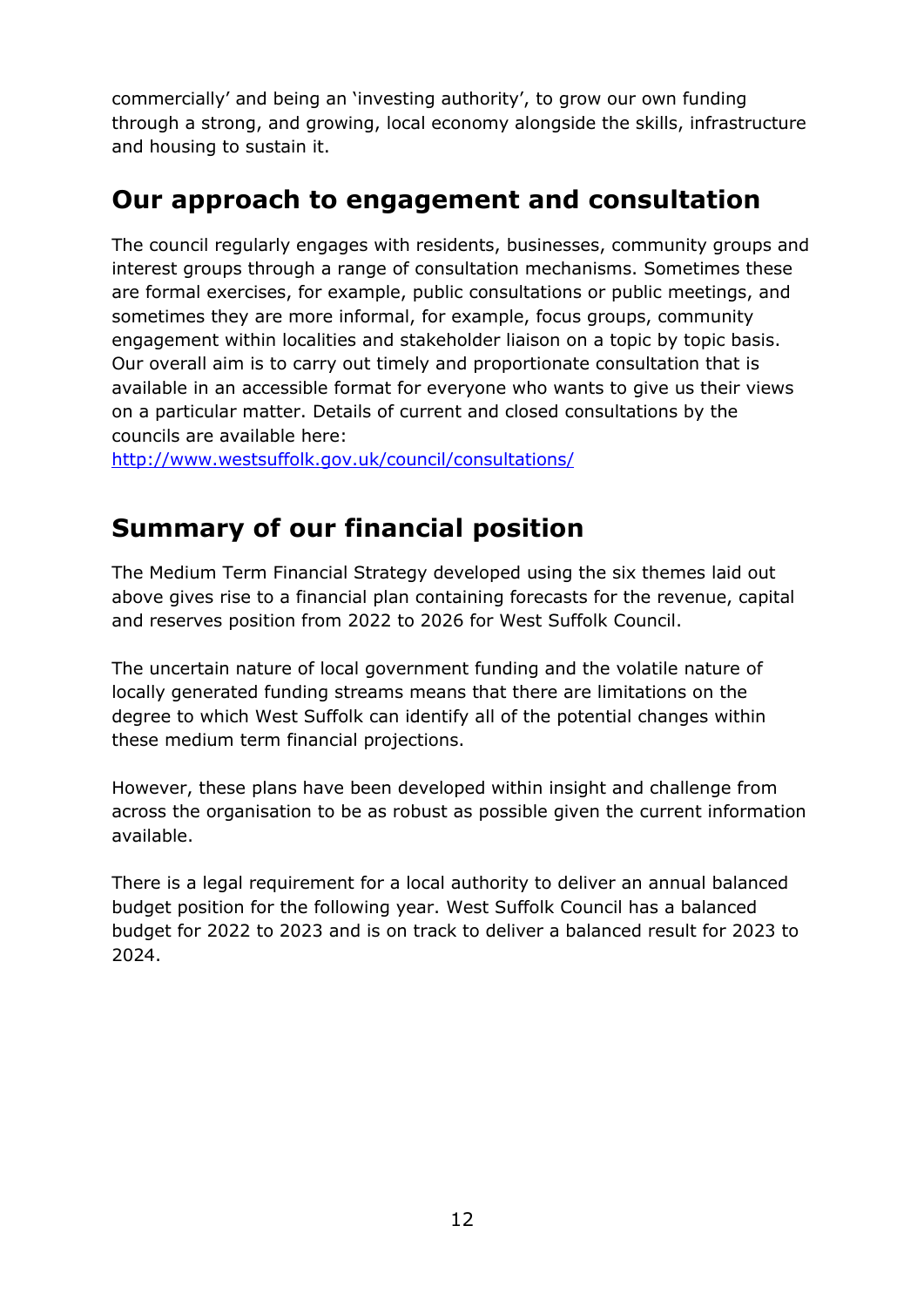commercially' and being an 'investing authority', to grow our own funding through a strong, and growing, local economy alongside the skills, infrastructure and housing to sustain it.

## Our approach to engagement and consultation

The council regularly engages with residents, businesses, community groups and interest groups through a range of consultation mechanisms. Sometimes these are formal exercises, for example, public consultations or public meetings, and sometimes they are more informal, for example, focus groups, community engagement within localities and stakeholder liaison on a topic by topic basis. Our overall aim is to carry out timely and proportionate consultation that is available in an accessible format for everyone who wants to give us their views on a particular matter. Details of current and closed consultations by the councils are available here:
[http://www.westsuffolk.gov.uk/council/consultations/](http://www.westsuffolk.gov.uk/council/consultations/)

## Summary of our financial position

The Medium Term Financial Strategy developed using the six themes laid out above gives rise to a financial plan containing forecasts for the revenue, capital and reserves position from 2022 to 2026 for West Suffolk Council.

The uncertain nature of local government funding and the volatile nature of locally generated funding streams means that there are limitations on the degree to which West Suffolk can identify all of the potential changes within these medium term financial projections.

However, these plans have been developed within insight and challenge from across the organisation to be as robust as possible given the current information available.

There is a legal requirement for a local authority to deliver an annual balanced budget position for the following year. West Suffolk Council has a balanced budget for 2022 to 2023 and is on track to deliver a balanced result for 2023 to 2024.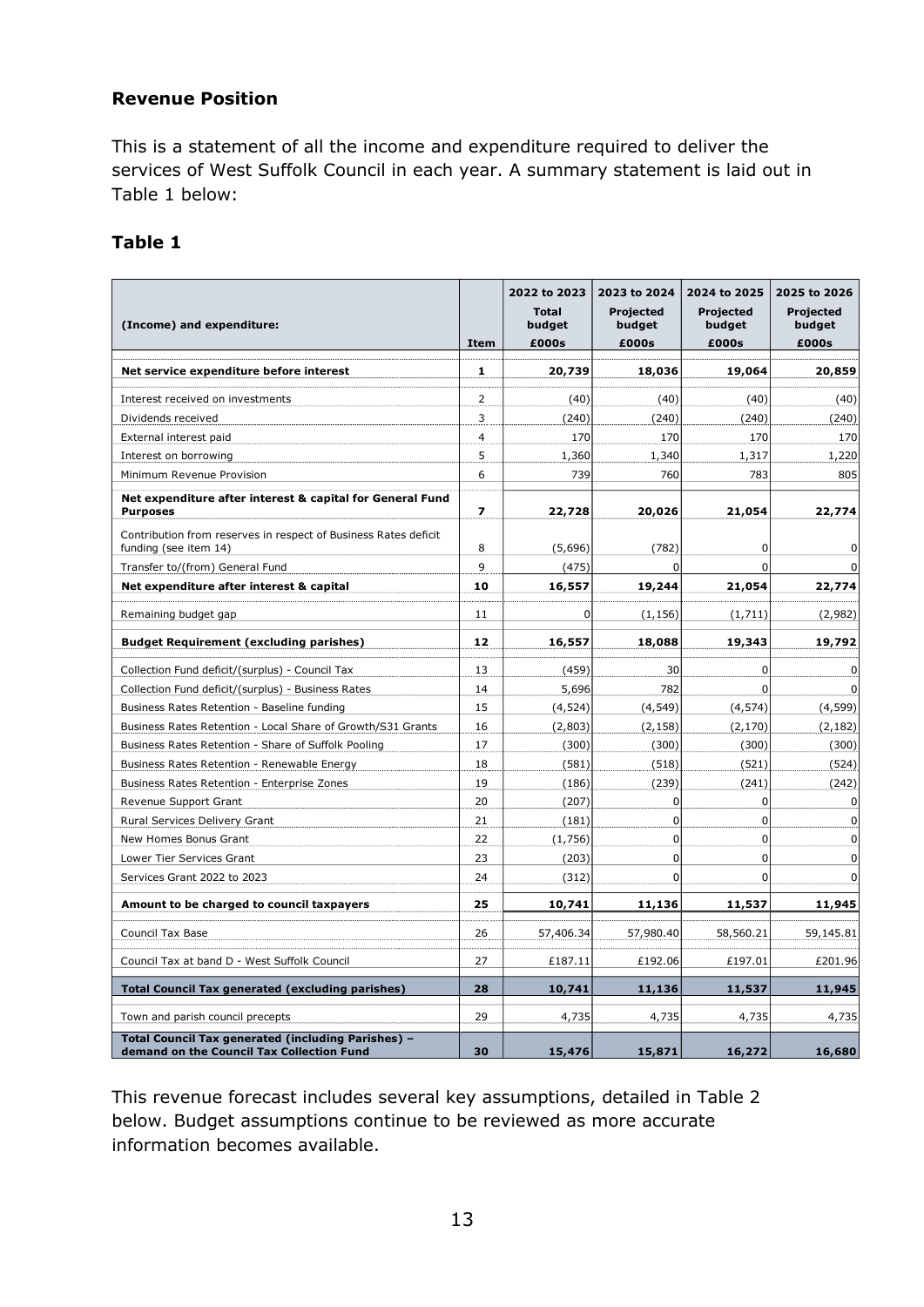## Revenue Position

This is a statement of all the income and expenditure required to deliver the services of West Suffolk Council in each year. A summary statement is laid out in Table 1 below:

### Table 1

| (Income) and expenditure: | Item | 2022 to 2023 Total budget £000s | 2023 to 2024 Projected budget £000s | 2024 to 2025 Projected budget £000s | 2025 to 2026 Projected budget £000s |
|---|---|---|---|---|---|
| **Net service expenditure before interest** | **1** | **20,739** | **18,036** | **19,064** | **20,859** |
| Interest received on investments | 2 | (40) | (40) | (40) | (40) |
| Dividends received | 3 | (240) | (240) | (240) | (240) |
| External interest paid | 4 | 170 | 170 | 170 | 170 |
| Interest on borrowing | 5 | 1,360 | 1,340 | 1,317 | 1,220 |
| Minimum Revenue Provision | 6 | 739 | 760 | 783 | 805 |
| **Net expenditure after interest & capital for General Fund Purposes** | **7** | **22,728** | **20,026** | **21,054** | **22,774** |
| Contribution from reserves in respect of Business Rates deficit funding (see item 14) | 8 | (5,696) | (782) | 0 | 0 |
| Transfer to/(from) General Fund | 9 | (475) | 0 | 0 | 0 |
| **Net expenditure after interest & capital** | **10** | **16,557** | **19,244** | **21,054** | **22,774** |
| Remaining budget gap | 11 | 0 | (1,156) | (1,711) | (2,982) |
| **Budget Requirement (excluding parishes)** | **12** | **16,557** | **18,088** | **19,343** | **19,792** |
| Collection Fund deficit/(surplus) - Council Tax | 13 | (459) | 30 | 0 | 0 |
| Collection Fund deficit/(surplus) - Business Rates | 14 | 5,696 | 782 | 0 | 0 |
| Business Rates Retention - Baseline funding | 15 | (4,524) | (4,549) | (4,574) | (4,599) |
| Business Rates Retention - Local Share of Growth/S31 Grants | 16 | (2,803) | (2,158) | (2,170) | (2,182) |
| Business Rates Retention - Share of Suffolk Pooling | 17 | (300) | (300) | (300) | (300) |
| Business Rates Retention - Renewable Energy | 18 | (581) | (518) | (521) | (524) |
| Business Rates Retention - Enterprise Zones | 19 | (186) | (239) | (241) | (242) |
| Revenue Support Grant | 20 | (207) | 0 | 0 | 0 |
| Rural Services Delivery Grant | 21 | (181) | 0 | 0 | 0 |
| New Homes Bonus Grant | 22 | (1,756) | 0 | 0 | 0 |
| Lower Tier Services Grant | 23 | (203) | 0 | 0 | 0 |
| Services Grant 2022 to 2023 | 24 | (312) | 0 | 0 | 0 |
| **Amount to be charged to council taxpayers** | **25** | **10,741** | **11,136** | **11,537** | **11,945** |
| Council Tax Base | 26 | 57,406.34 | 57,980.40 | 58,560.21 | 59,145.81 |
| Council Tax at band D - West Suffolk Council | 27 | £187.11 | £192.06 | £197.01 | £201.96 |
| **Total Council Tax generated (excluding parishes)** | **28** | **10,741** | **11,136** | **11,537** | **11,945** |
| Town and parish council precepts | 29 | 4,735 | 4,735 | 4,735 | 4,735 |
| **Total Council Tax generated (including Parishes) – demand on the Council Tax Collection Fund** | **30** | **15,476** | **15,871** | **16,272** | **16,680** |

This revenue forecast includes several key assumptions, detailed in Table 2 below. Budget assumptions continue to be reviewed as more accurate information becomes available.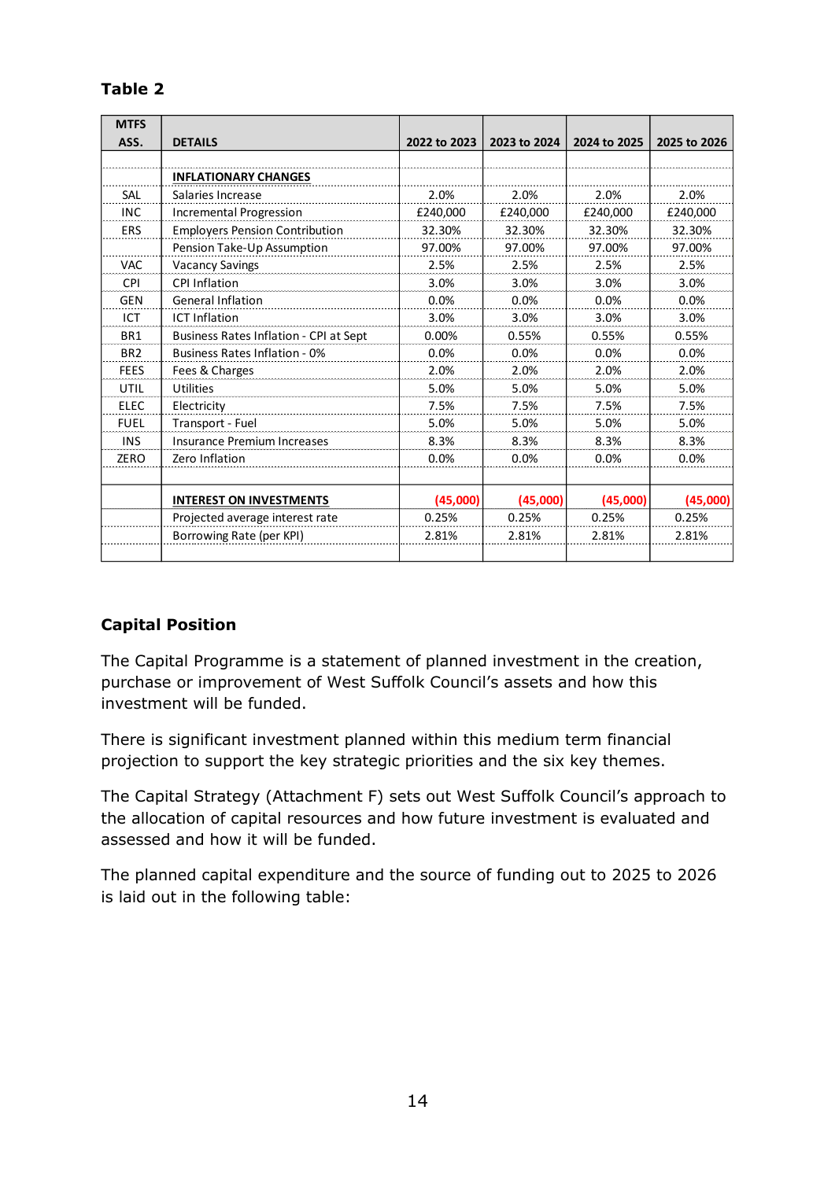**Table 2**

| MTFS ASS. | DETAILS | 2022 to 2023 | 2023 to 2024 | 2024 to 2025 | 2025 to 2026 |
|---|---|---|---|---|---|
| | | | | | |
| | **INFLATIONARY CHANGES** | | | | |
| SAL | Salaries Increase | 2.0% | 2.0% | 2.0% | 2.0% |
| INC | Incremental Progression | £240,000 | £240,000 | £240,000 | £240,000 |
| ERS | Employers Pension Contribution | 32.30% | 32.30% | 32.30% | 32.30% |
| | Pension Take-Up Assumption | 97.00% | 97.00% | 97.00% | 97.00% |
| VAC | Vacancy Savings | 2.5% | 2.5% | 2.5% | 2.5% |
| CPI | CPI Inflation | 3.0% | 3.0% | 3.0% | 3.0% |
| GEN | General Inflation | 0.0% | 0.0% | 0.0% | 0.0% |
| ICT | ICT Inflation | 3.0% | 3.0% | 3.0% | 3.0% |
| BR1 | Business Rates Inflation - CPI at Sept | 0.00% | 0.55% | 0.55% | 0.55% |
| BR2 | Business Rates Inflation - 0% | 0.0% | 0.0% | 0.0% | 0.0% |
| FEES | Fees & Charges | 2.0% | 2.0% | 2.0% | 2.0% |
| UTIL | Utilities | 5.0% | 5.0% | 5.0% | 5.0% |
| ELEC | Electricity | 7.5% | 7.5% | 7.5% | 7.5% |
| FUEL | Transport - Fuel | 5.0% | 5.0% | 5.0% | 5.0% |
| INS | Insurance Premium Increases | 8.3% | 8.3% | 8.3% | 8.3% |
| ZERO | Zero Inflation | 0.0% | 0.0% | 0.0% | 0.0% |
| | | | | | |
| | **INTEREST ON INVESTMENTS** | (45,000) | (45,000) | (45,000) | (45,000) |
| | Projected average interest rate | 0.25% | 0.25% | 0.25% | 0.25% |
| | Borrowing Rate (per KPI) | 2.81% | 2.81% | 2.81% | 2.81% |

## Capital Position

The Capital Programme is a statement of planned investment in the creation, purchase or improvement of West Suffolk Council's assets and how this investment will be funded.

There is significant investment planned within this medium term financial projection to support the key strategic priorities and the six key themes.

The Capital Strategy (Attachment F) sets out West Suffolk Council's approach to the allocation of capital resources and how future investment is evaluated and assessed and how it will be funded.

The planned capital expenditure and the source of funding out to 2025 to 2026 is laid out in the following table: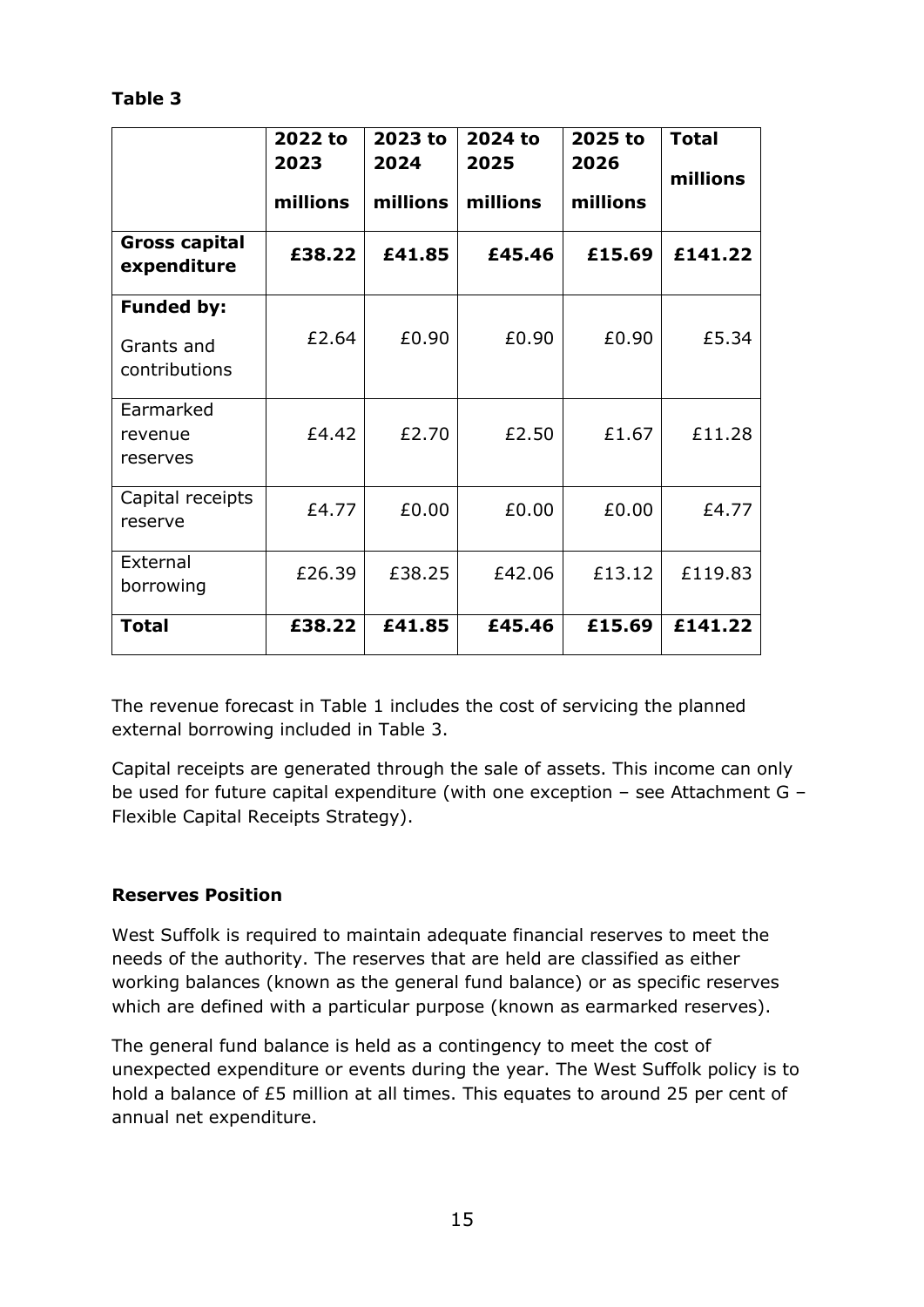**Table 3**

| | 2022 to 2023 millions | 2023 to 2024 millions | 2024 to 2025 millions | 2025 to 2026 millions | Total millions |
|---|---|---|---|---|---|
| **Gross capital expenditure** | **£38.22** | **£41.85** | **£45.46** | **£15.69** | **£141.22** |
| **Funded by:** Grants and contributions | £2.64 | £0.90 | £0.90 | £0.90 | £5.34 |
| Earmarked revenue reserves | £4.42 | £2.70 | £2.50 | £1.67 | £11.28 |
| Capital receipts reserve | £4.77 | £0.00 | £0.00 | £0.00 | £4.77 |
| External borrowing | £26.39 | £38.25 | £42.06 | £13.12 | £119.83 |
| **Total** | **£38.22** | **£41.85** | **£45.46** | **£15.69** | **£141.22** |

The revenue forecast in Table 1 includes the cost of servicing the planned external borrowing included in Table 3.

Capital receipts are generated through the sale of assets. This income can only be used for future capital expenditure (with one exception – see Attachment G – Flexible Capital Receipts Strategy).

**Reserves Position**

West Suffolk is required to maintain adequate financial reserves to meet the needs of the authority. The reserves that are held are classified as either working balances (known as the general fund balance) or as specific reserves which are defined with a particular purpose (known as earmarked reserves).

The general fund balance is held as a contingency to meet the cost of unexpected expenditure or events during the year. The West Suffolk policy is to hold a balance of £5 million at all times. This equates to around 25 per cent of annual net expenditure.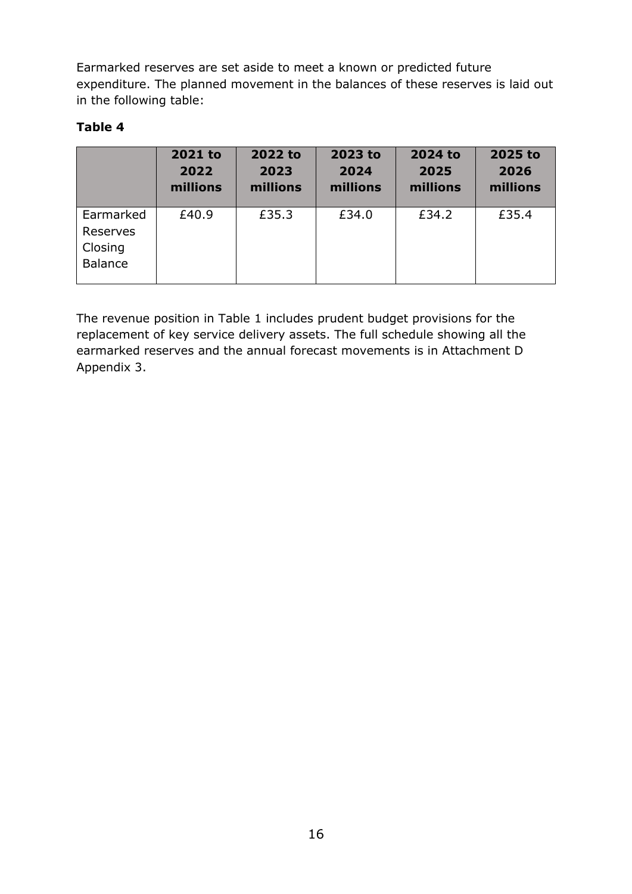Earmarked reserves are set aside to meet a known or predicted future expenditure. The planned movement in the balances of these reserves is laid out in the following table:

**Table 4**

| | 2021 to 2022 millions | 2022 to 2023 millions | 2023 to 2024 millions | 2024 to 2025 millions | 2025 to 2026 millions |
|---|---|---|---|---|---|
| Earmarked Reserves Closing Balance | £40.9 | £35.3 | £34.0 | £34.2 | £35.4 |

The revenue position in Table 1 includes prudent budget provisions for the replacement of key service delivery assets. The full schedule showing all the earmarked reserves and the annual forecast movements is in Attachment D Appendix 3.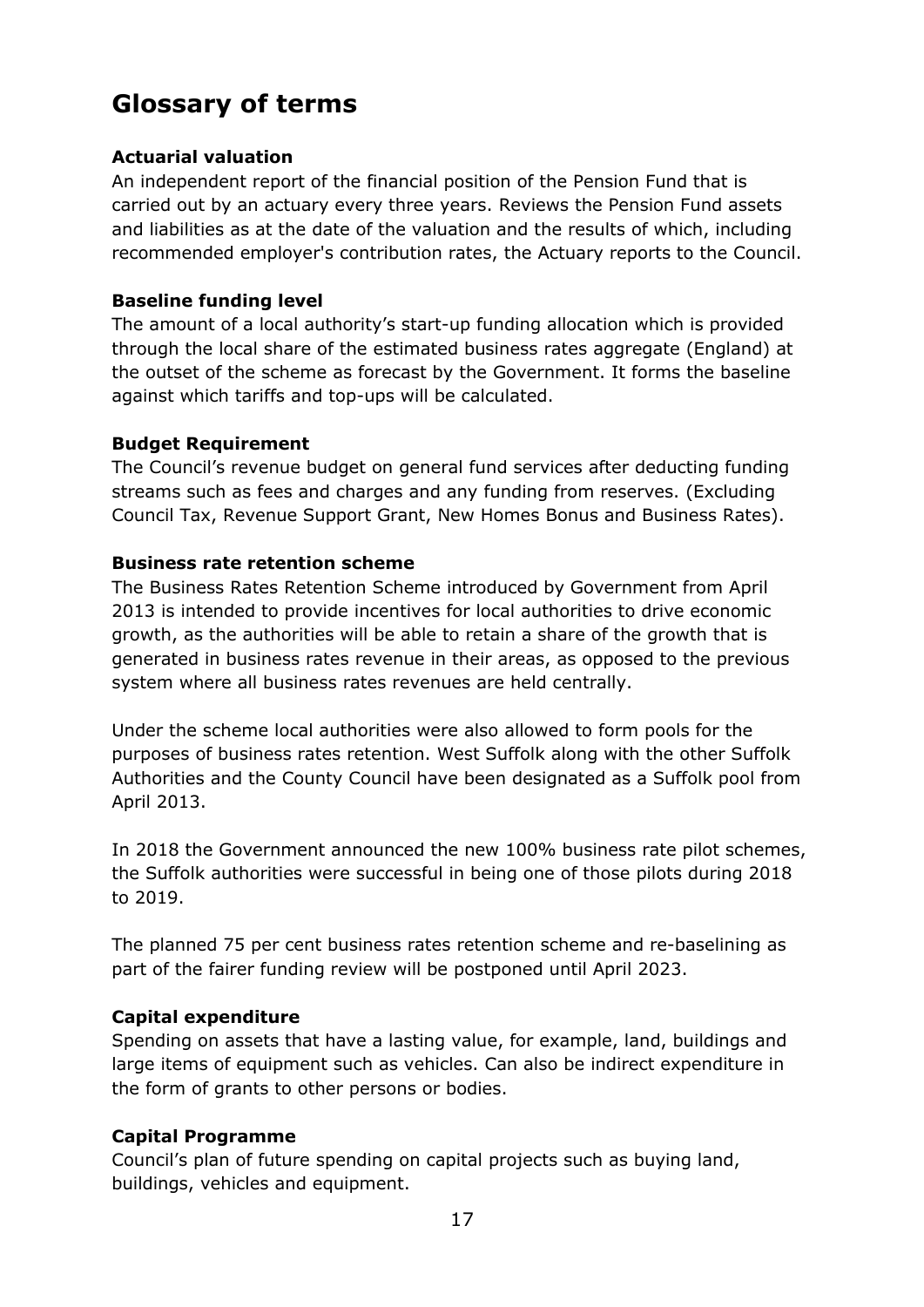# Glossary of terms

**Actuarial valuation**

An independent report of the financial position of the Pension Fund that is carried out by an actuary every three years. Reviews the Pension Fund assets and liabilities as at the date of the valuation and the results of which, including recommended employer's contribution rates, the Actuary reports to the Council.

**Baseline funding level**

The amount of a local authority's start-up funding allocation which is provided through the local share of the estimated business rates aggregate (England) at the outset of the scheme as forecast by the Government. It forms the baseline against which tariffs and top-ups will be calculated.

**Budget Requirement**

The Council's revenue budget on general fund services after deducting funding streams such as fees and charges and any funding from reserves. (Excluding Council Tax, Revenue Support Grant, New Homes Bonus and Business Rates).

**Business rate retention scheme**

The Business Rates Retention Scheme introduced by Government from April 2013 is intended to provide incentives for local authorities to drive economic growth, as the authorities will be able to retain a share of the growth that is generated in business rates revenue in their areas, as opposed to the previous system where all business rates revenues are held centrally.

Under the scheme local authorities were also allowed to form pools for the purposes of business rates retention. West Suffolk along with the other Suffolk Authorities and the County Council have been designated as a Suffolk pool from April 2013.

In 2018 the Government announced the new 100% business rate pilot schemes, the Suffolk authorities were successful in being one of those pilots during 2018 to 2019.

The planned 75 per cent business rates retention scheme and re-baselining as part of the fairer funding review will be postponed until April 2023.

**Capital expenditure**

Spending on assets that have a lasting value, for example, land, buildings and large items of equipment such as vehicles. Can also be indirect expenditure in the form of grants to other persons or bodies.

**Capital Programme**

Council's plan of future spending on capital projects such as buying land, buildings, vehicles and equipment.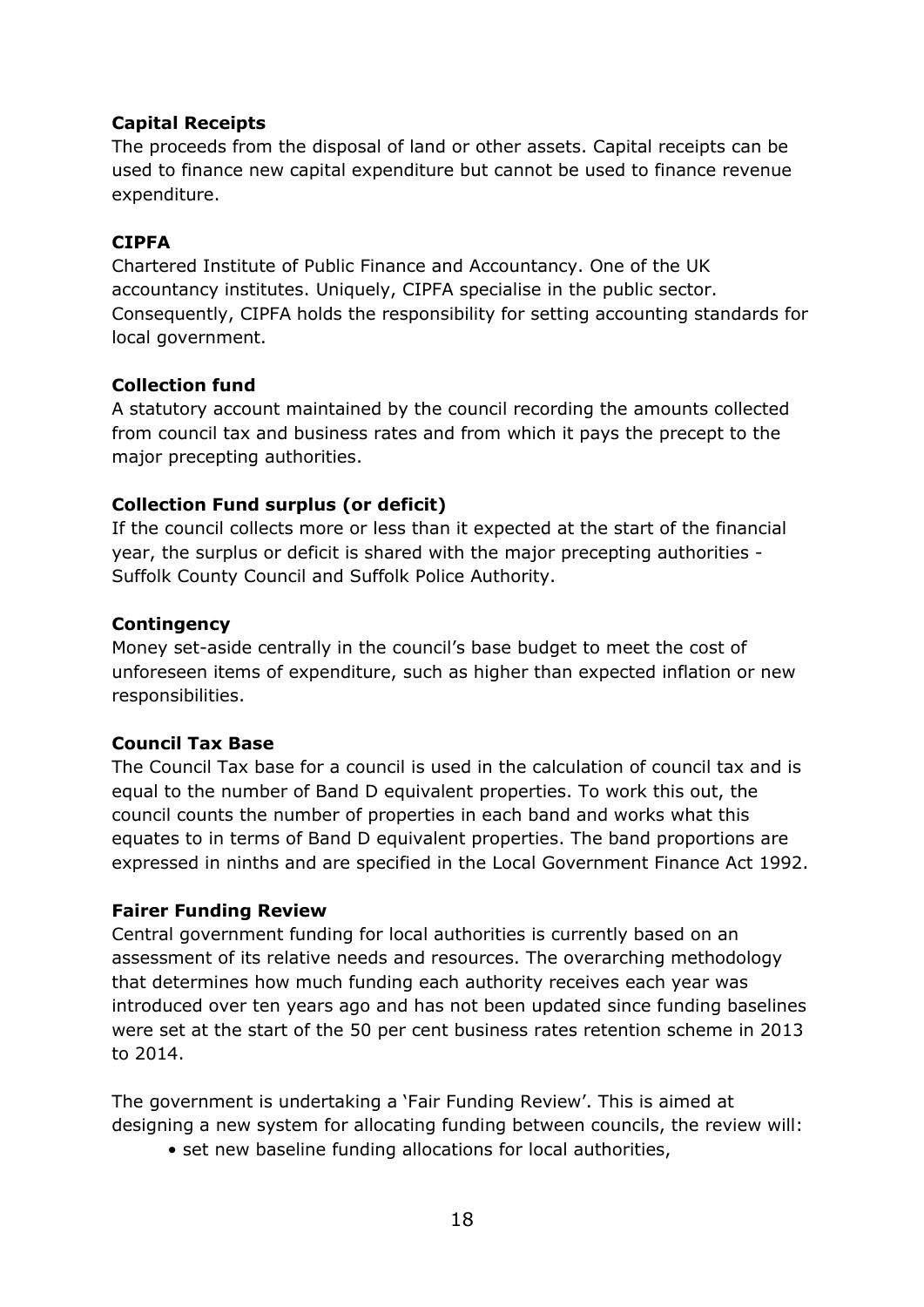**Capital Receipts**

The proceeds from the disposal of land or other assets. Capital receipts can be used to finance new capital expenditure but cannot be used to finance revenue expenditure.

**CIPFA**

Chartered Institute of Public Finance and Accountancy. One of the UK accountancy institutes. Uniquely, CIPFA specialise in the public sector. Consequently, CIPFA holds the responsibility for setting accounting standards for local government.

**Collection fund**

A statutory account maintained by the council recording the amounts collected from council tax and business rates and from which it pays the precept to the major precepting authorities.

**Collection Fund surplus (or deficit)**

If the council collects more or less than it expected at the start of the financial year, the surplus or deficit is shared with the major precepting authorities - Suffolk County Council and Suffolk Police Authority.

**Contingency**

Money set-aside centrally in the council's base budget to meet the cost of unforeseen items of expenditure, such as higher than expected inflation or new responsibilities.

**Council Tax Base**

The Council Tax base for a council is used in the calculation of council tax and is equal to the number of Band D equivalent properties. To work this out, the council counts the number of properties in each band and works what this equates to in terms of Band D equivalent properties. The band proportions are expressed in ninths and are specified in the Local Government Finance Act 1992.

**Fairer Funding Review**

Central government funding for local authorities is currently based on an assessment of its relative needs and resources. The overarching methodology that determines how much funding each authority receives each year was introduced over ten years ago and has not been updated since funding baselines were set at the start of the 50 per cent business rates retention scheme in 2013 to 2014.

The government is undertaking a 'Fair Funding Review'. This is aimed at designing a new system for allocating funding between councils, the review will:

- set new baseline funding allocations for local authorities,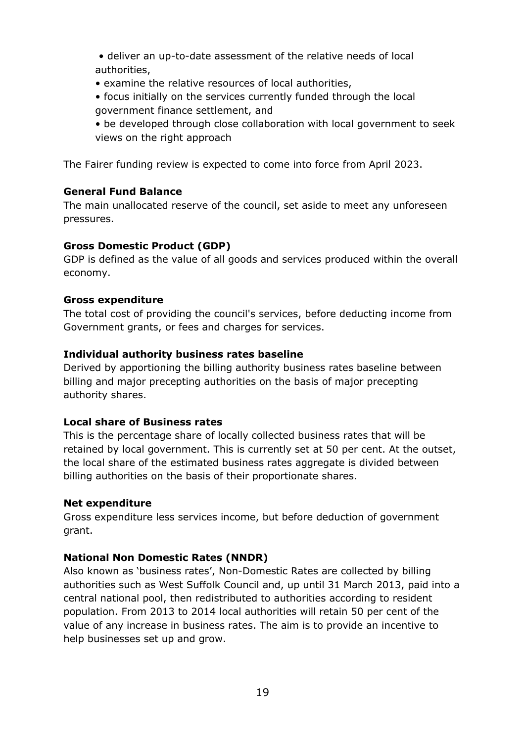- deliver an up-to-date assessment of the relative needs of local authorities,
- examine the relative resources of local authorities,
- focus initially on the services currently funded through the local government finance settlement, and
- be developed through close collaboration with local government to seek views on the right approach

The Fairer funding review is expected to come into force from April 2023.

**General Fund Balance**
The main unallocated reserve of the council, set aside to meet any unforeseen pressures.

**Gross Domestic Product (GDP)**
GDP is defined as the value of all goods and services produced within the overall economy.

**Gross expenditure**
The total cost of providing the council's services, before deducting income from Government grants, or fees and charges for services.

**Individual authority business rates baseline**
Derived by apportioning the billing authority business rates baseline between billing and major precepting authorities on the basis of major precepting authority shares.

**Local share of Business rates**
This is the percentage share of locally collected business rates that will be retained by local government. This is currently set at 50 per cent. At the outset, the local share of the estimated business rates aggregate is divided between billing authorities on the basis of their proportionate shares.

**Net expenditure**
Gross expenditure less services income, but before deduction of government grant.

**National Non Domestic Rates (NNDR)**
Also known as 'business rates', Non-Domestic Rates are collected by billing authorities such as West Suffolk Council and, up until 31 March 2013, paid into a central national pool, then redistributed to authorities according to resident population. From 2013 to 2014 local authorities will retain 50 per cent of the value of any increase in business rates. The aim is to provide an incentive to help businesses set up and grow.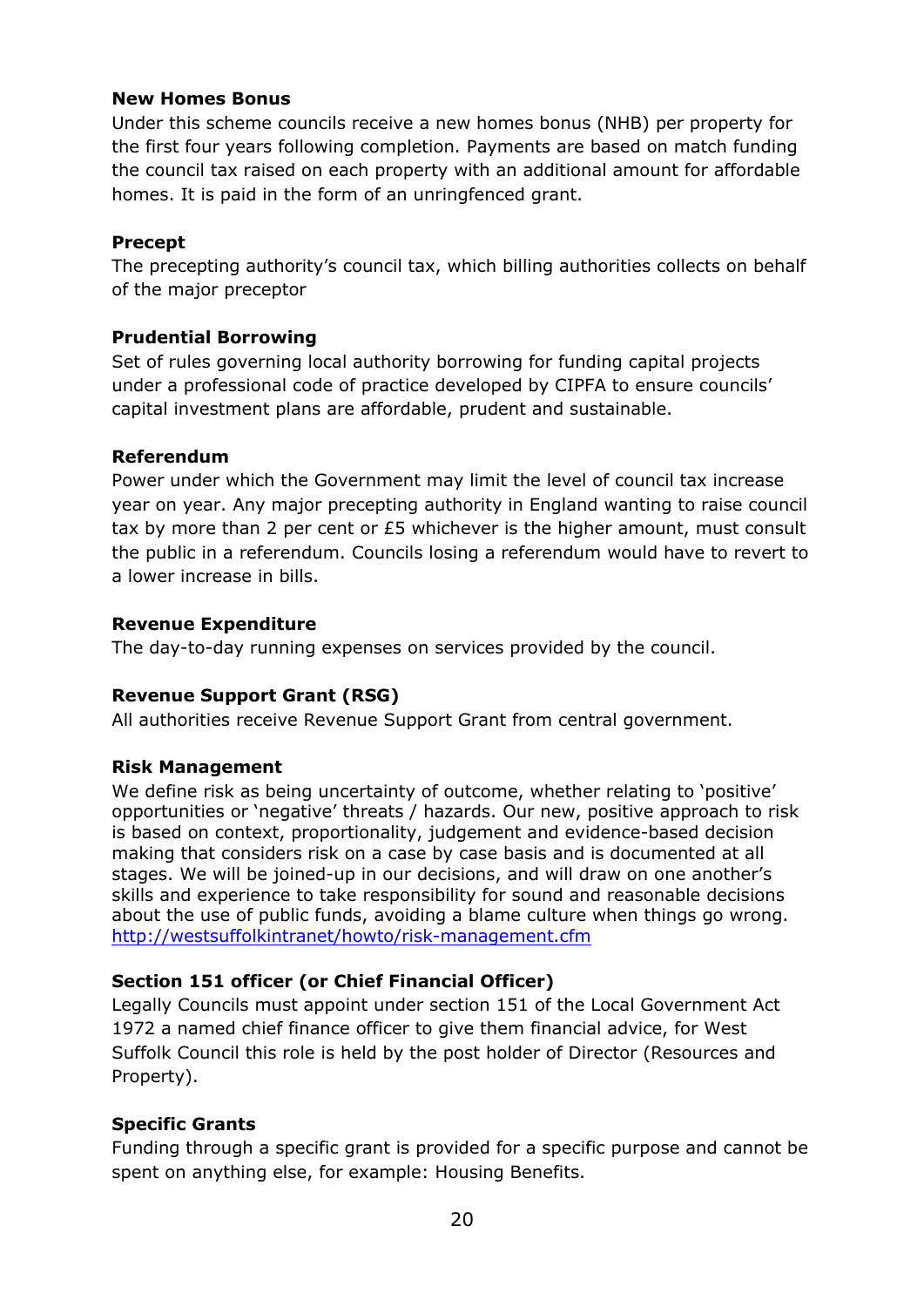**New Homes Bonus**

Under this scheme councils receive a new homes bonus (NHB) per property for the first four years following completion. Payments are based on match funding the council tax raised on each property with an additional amount for affordable homes. It is paid in the form of an unringfenced grant.

**Precept**

The precepting authority's council tax, which billing authorities collects on behalf of the major preceptor

**Prudential Borrowing**

Set of rules governing local authority borrowing for funding capital projects under a professional code of practice developed by CIPFA to ensure councils' capital investment plans are affordable, prudent and sustainable.

**Referendum**

Power under which the Government may limit the level of council tax increase year on year. Any major precepting authority in England wanting to raise council tax by more than 2 per cent or £5 whichever is the higher amount, must consult the public in a referendum. Councils losing a referendum would have to revert to a lower increase in bills.

**Revenue Expenditure**

The day-to-day running expenses on services provided by the council.

**Revenue Support Grant (RSG)**

All authorities receive Revenue Support Grant from central government.

**Risk Management**

We define risk as being uncertainty of outcome, whether relating to 'positive' opportunities or 'negative' threats / hazards. Our new, positive approach to risk is based on context, proportionality, judgement and evidence-based decision making that considers risk on a case by case basis and is documented at all stages. We will be joined-up in our decisions, and will draw on one another's skills and experience to take responsibility for sound and reasonable decisions about the use of public funds, avoiding a blame culture when things go wrong. [http://westsuffolkintranet/howto/risk-management.cfm](http://westsuffolkintranet/howto/risk-management.cfm)

**Section 151 officer (or Chief Financial Officer)**

Legally Councils must appoint under section 151 of the Local Government Act 1972 a named chief finance officer to give them financial advice, for West Suffolk Council this role is held by the post holder of Director (Resources and Property).

**Specific Grants**

Funding through a specific grant is provided for a specific purpose and cannot be spent on anything else, for example: Housing Benefits.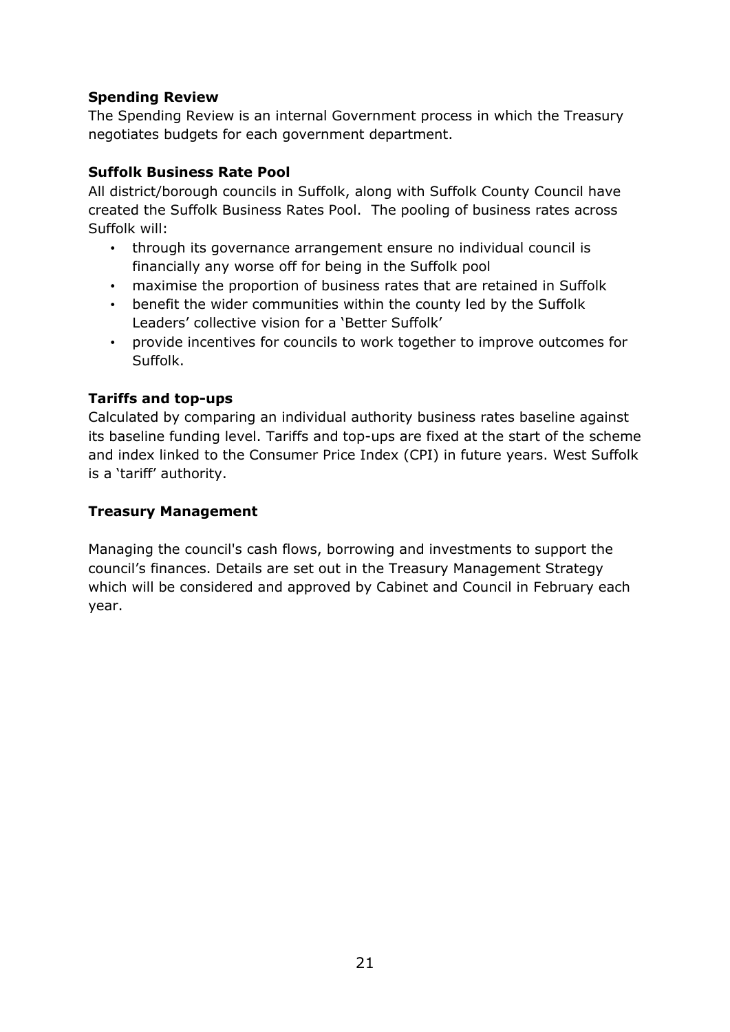**Spending Review**

The Spending Review is an internal Government process in which the Treasury negotiates budgets for each government department.

**Suffolk Business Rate Pool**

All district/borough councils in Suffolk, along with Suffolk County Council have created the Suffolk Business Rates Pool. The pooling of business rates across Suffolk will:

- through its governance arrangement ensure no individual council is financially any worse off for being in the Suffolk pool
- maximise the proportion of business rates that are retained in Suffolk
- benefit the wider communities within the county led by the Suffolk Leaders' collective vision for a 'Better Suffolk'
- provide incentives for councils to work together to improve outcomes for Suffolk.

**Tariffs and top-ups**

Calculated by comparing an individual authority business rates baseline against its baseline funding level. Tariffs and top-ups are fixed at the start of the scheme and index linked to the Consumer Price Index (CPI) in future years. West Suffolk is a 'tariff' authority.

**Treasury Management**

Managing the council's cash flows, borrowing and investments to support the council's finances. Details are set out in the Treasury Management Strategy which will be considered and approved by Cabinet and Council in February each year.